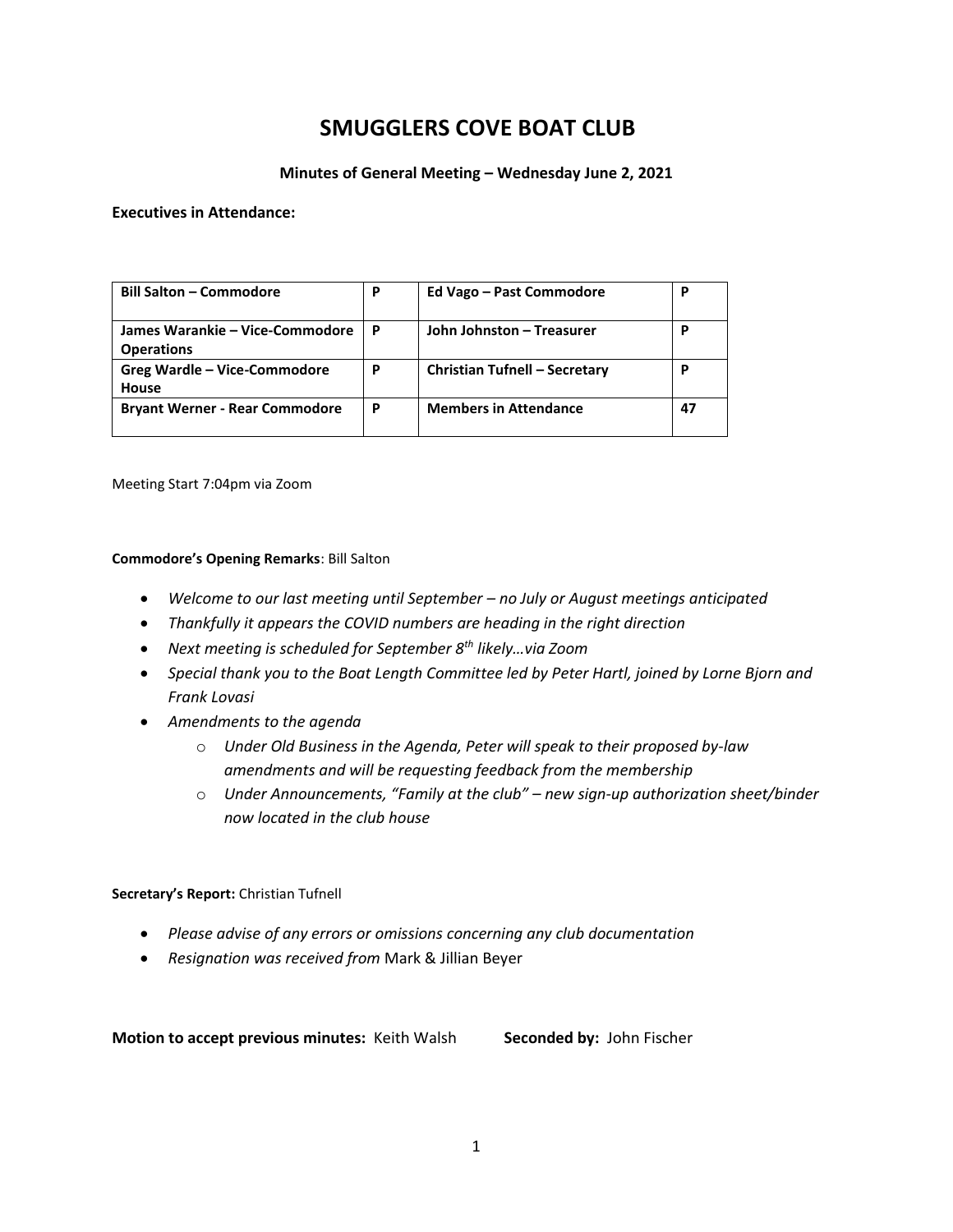# SMUGGLERS COVE BOAT CLUB

**Minutes of General Meeting – Wednesday June 2, 2021**

**Executives in Attendance:**

| | | | |
|---|---|---|---|
| **Bill Salton – Commodore** | **P** | **Ed Vago – Past Commodore** | **P** |
| **James Warankie – Vice-Commodore Operations** | **P** | **John Johnston – Treasurer** | **P** |
| **Greg Wardle – Vice-Commodore House** | **P** | **Christian Tufnell – Secretary** | **P** |
| **Bryant Werner - Rear Commodore** | **P** | **Members in Attendance** | **47** |

Meeting Start 7:04pm via Zoom

**Commodore's Opening Remarks**: Bill Salton

- *Welcome to our last meeting until September – no July or August meetings anticipated*
- *Thankfully it appears the COVID numbers are heading in the right direction*
- *Next meeting is scheduled for September 8th likely…via Zoom*
- *Special thank you to the Boat Length Committee led by Peter Hartl, joined by Lorne Bjorn and Frank Lovasi*
- *Amendments to the agenda*
  - *Under Old Business in the Agenda, Peter will speak to their proposed by-law amendments and will be requesting feedback from the membership*
  - *Under Announcements, "Family at the club" – new sign-up authorization sheet/binder now located in the club house*

**Secretary's Report:** Christian Tufnell

- *Please advise of any errors or omissions concerning any club documentation*
- *Resignation was received from* Mark & Jillian Beyer

**Motion to accept previous minutes:** Keith Walsh **Seconded by:** John Fischer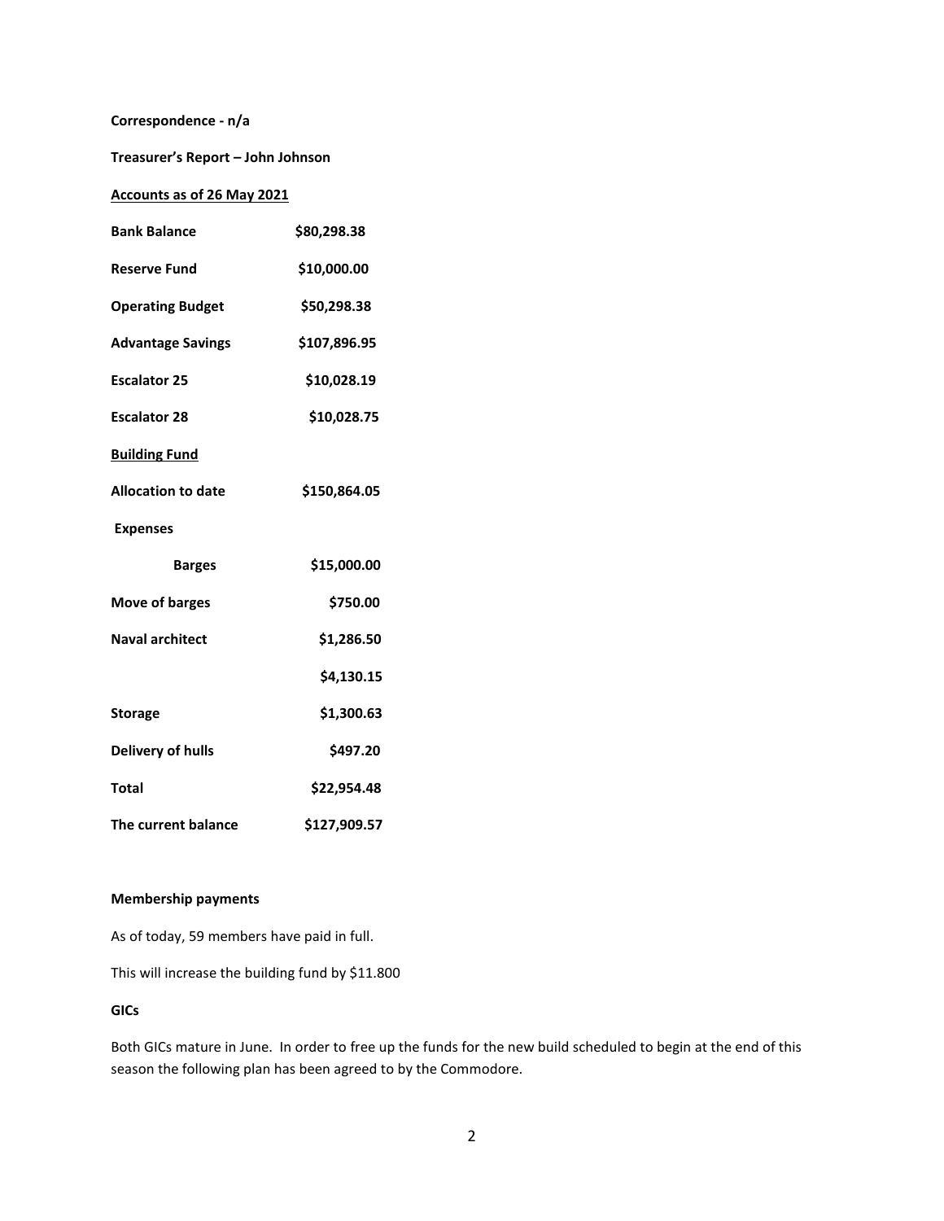**Correspondence - n/a**

**Treasurer's Report – John Johnson**

**<u>Accounts as of 26 May 2021</u>**

| | |
|---|---|
| **Bank Balance** | **$80,298.38** |
| **Reserve Fund** | **$10,000.00** |
| **Operating Budget** | **$50,298.38** |
| **Advantage Savings** | **$107,896.95** |
| **Escalator 25** | **$10,028.19** |
| **Escalator 28** | **$10,028.75** |
| **<u>Building Fund</u>** | |
| **Allocation to date** | **$150,864.05** |
| **Expenses** | |
| **Barges** | **$15,000.00** |
| **Move of barges** | **$750.00** |
| **Naval architect** | **$1,286.50** |
| | **$4,130.15** |
| **Storage** | **$1,300.63** |
| **Delivery of hulls** | **$497.20** |
| **Total** | **$22,954.48** |
| **The current balance** | **$127,909.57** |

**Membership payments**

As of today, 59 members have paid in full.

This will increase the building fund by $11.800

**GICs**

Both GICs mature in June. In order to free up the funds for the new build scheduled to begin at the end of this season the following plan has been agreed to by the Commodore.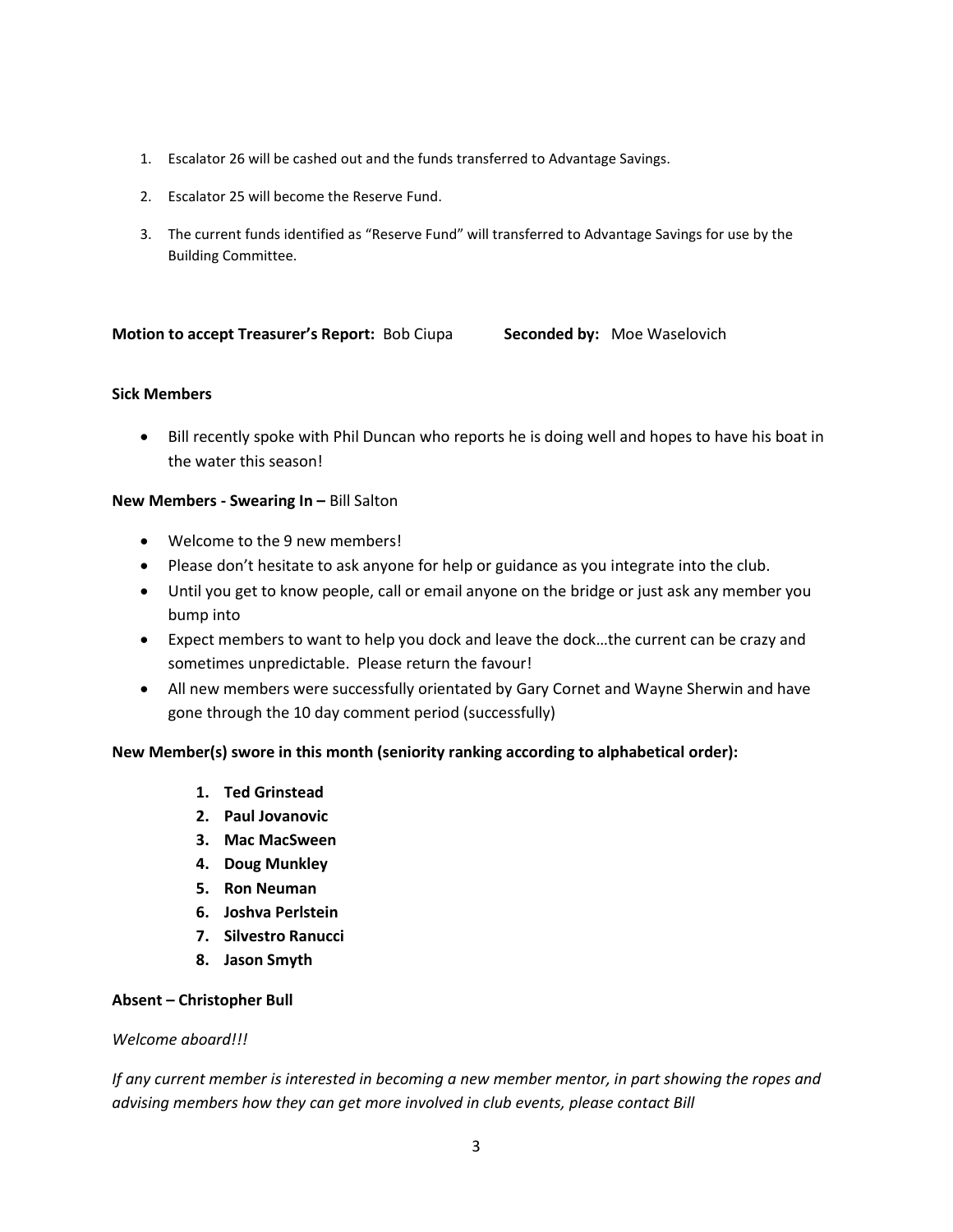1. Escalator 26 will be cashed out and the funds transferred to Advantage Savings.
2. Escalator 25 will become the Reserve Fund.
3. The current funds identified as "Reserve Fund" will transferred to Advantage Savings for use by the Building Committee.

**Motion to accept Treasurer's Report:** Bob Ciupa **Seconded by:** Moe Waselovich

**Sick Members**

- Bill recently spoke with Phil Duncan who reports he is doing well and hopes to have his boat in the water this season!

**New Members - Swearing In –** Bill Salton

- Welcome to the 9 new members!
- Please don't hesitate to ask anyone for help or guidance as you integrate into the club.
- Until you get to know people, call or email anyone on the bridge or just ask any member you bump into
- Expect members to want to help you dock and leave the dock…the current can be crazy and sometimes unpredictable. Please return the favour!
- All new members were successfully orientated by Gary Cornet and Wayne Sherwin and have gone through the 10 day comment period (successfully)

**New Member(s) swore in this month (seniority ranking according to alphabetical order):**

1. **Ted Grinstead**
2. **Paul Jovanovic**
3. **Mac MacSween**
4. **Doug Munkley**
5. **Ron Neuman**
6. **Joshva Perlstein**
7. **Silvestro Ranucci**
8. **Jason Smyth**

**Absent – Christopher Bull**

*Welcome aboard!!!*

*If any current member is interested in becoming a new member mentor, in part showing the ropes and advising members how they can get more involved in club events, please contact Bill*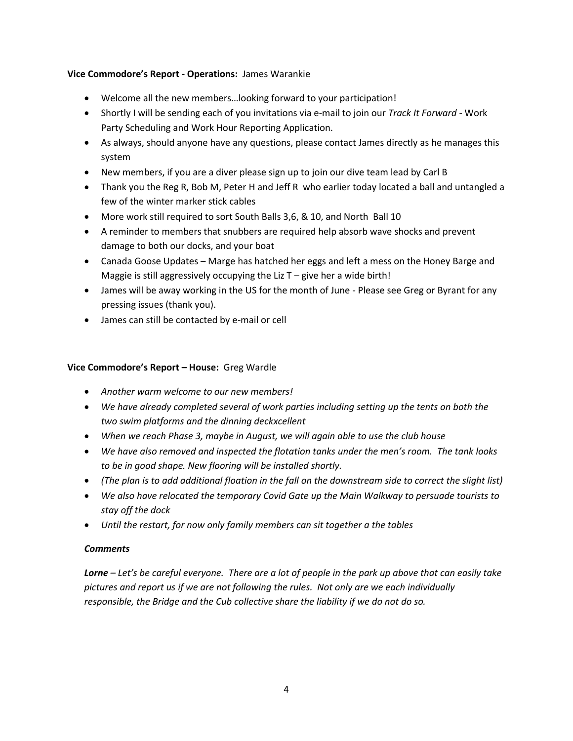**Vice Commodore's Report - Operations:** James Warankie

- Welcome all the new members…looking forward to your participation!
- Shortly I will be sending each of you invitations via e-mail to join our *Track It Forward* - Work Party Scheduling and Work Hour Reporting Application.
- As always, should anyone have any questions, please contact James directly as he manages this system
- New members, if you are a diver please sign up to join our dive team lead by Carl B
- Thank you the Reg R, Bob M, Peter H and Jeff R who earlier today located a ball and untangled a few of the winter marker stick cables
- More work still required to sort South Balls 3,6, & 10, and North Ball 10
- A reminder to members that snubbers are required help absorb wave shocks and prevent damage to both our docks, and your boat
- Canada Goose Updates – Marge has hatched her eggs and left a mess on the Honey Barge and Maggie is still aggressively occupying the Liz T – give her a wide birth!
- James will be away working in the US for the month of June - Please see Greg or Byrant for any pressing issues (thank you).
- James can still be contacted by e-mail or cell

**Vice Commodore's Report – House:** Greg Wardle

- *Another warm welcome to our new members!*
- *We have already completed several of work parties including setting up the tents on both the two swim platforms and the dinning deckxcellent*
- *When we reach Phase 3, maybe in August, we will again able to use the club house*
- *We have also removed and inspected the flotation tanks under the men's room. The tank looks to be in good shape. New flooring will be installed shortly.*
- *(The plan is to add additional floation in the fall on the downstream side to correct the slight list)*
- *We also have relocated the temporary Covid Gate up the Main Walkway to persuade tourists to stay off the dock*
- *Until the restart, for now only family members can sit together a the tables*

***Comments***

***Lorne*** *– Let's be careful everyone. There are a lot of people in the park up above that can easily take pictures and report us if we are not following the rules. Not only are we each individually responsible, the Bridge and the Cub collective share the liability if we do not do so.*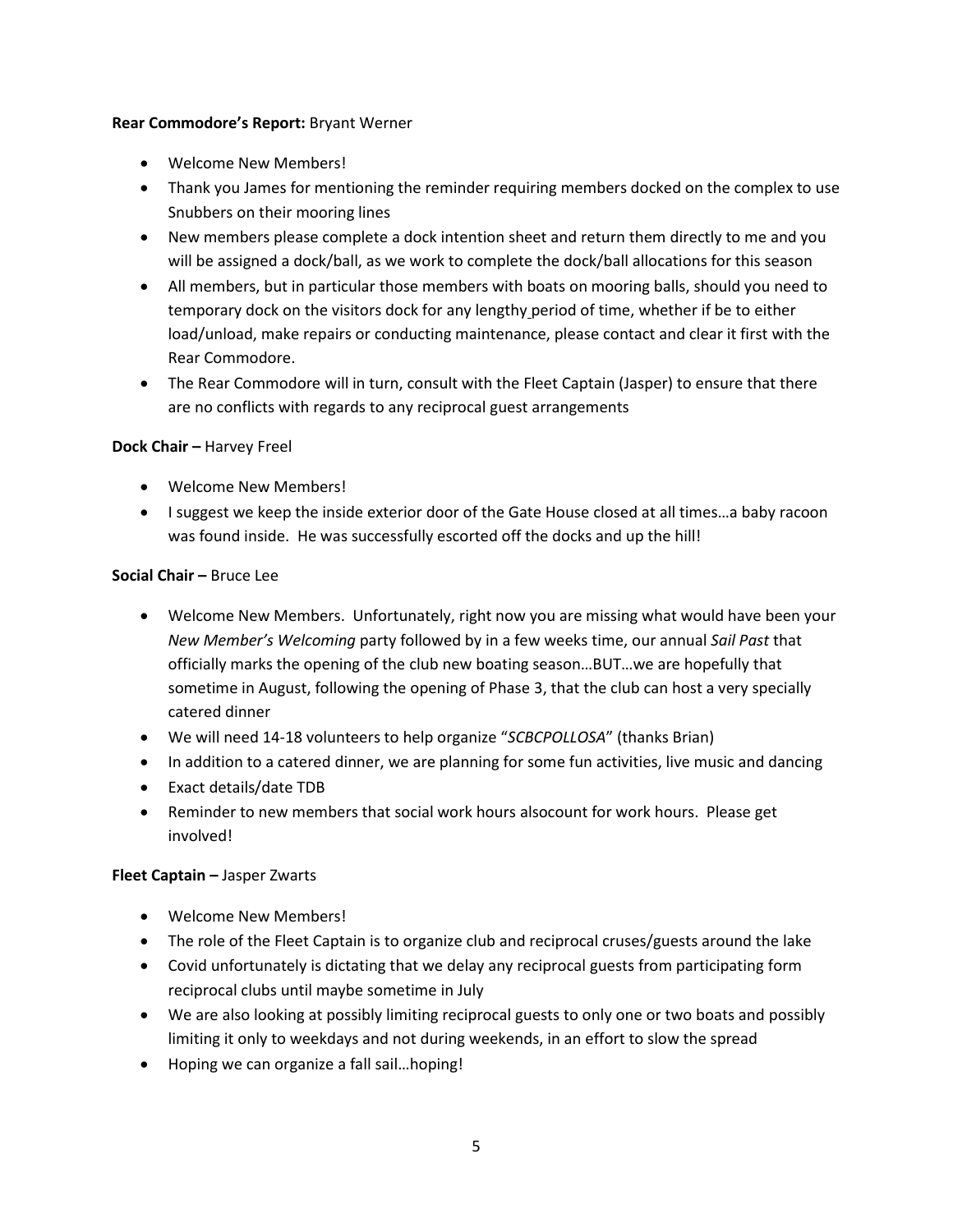**Rear Commodore's Report:** Bryant Werner

- Welcome New Members!
- Thank you James for mentioning the reminder requiring members docked on the complex to use Snubbers on their mooring lines
- New members please complete a dock intention sheet and return them directly to me and you will be assigned a dock/ball, as we work to complete the dock/ball allocations for this season
- All members, but in particular those members with boats on mooring balls, should you need to temporary dock on the visitors dock for any lengthy period of time, whether if be to either load/unload, make repairs or conducting maintenance, please contact and clear it first with the Rear Commodore.
- The Rear Commodore will in turn, consult with the Fleet Captain (Jasper) to ensure that there are no conflicts with regards to any reciprocal guest arrangements

**Dock Chair –** Harvey Freel

- Welcome New Members!
- I suggest we keep the inside exterior door of the Gate House closed at all times…a baby racoon was found inside. He was successfully escorted off the docks and up the hill!

**Social Chair –** Bruce Lee

- Welcome New Members. Unfortunately, right now you are missing what would have been your *New Member's Welcoming* party followed by in a few weeks time, our annual *Sail Past* that officially marks the opening of the club new boating season…BUT…we are hopefully that sometime in August, following the opening of Phase 3, that the club can host a very specially catered dinner
- We will need 14-18 volunteers to help organize "*SCBCPOLLOSA*" (thanks Brian)
- In addition to a catered dinner, we are planning for some fun activities, live music and dancing
- Exact details/date TDB
- Reminder to new members that social work hours alsocount for work hours. Please get involved!

**Fleet Captain –** Jasper Zwarts

- Welcome New Members!
- The role of the Fleet Captain is to organize club and reciprocal cruses/guests around the lake
- Covid unfortunately is dictating that we delay any reciprocal guests from participating form reciprocal clubs until maybe sometime in July
- We are also looking at possibly limiting reciprocal guests to only one or two boats and possibly limiting it only to weekdays and not during weekends, in an effort to slow the spread
- Hoping we can organize a fall sail…hoping!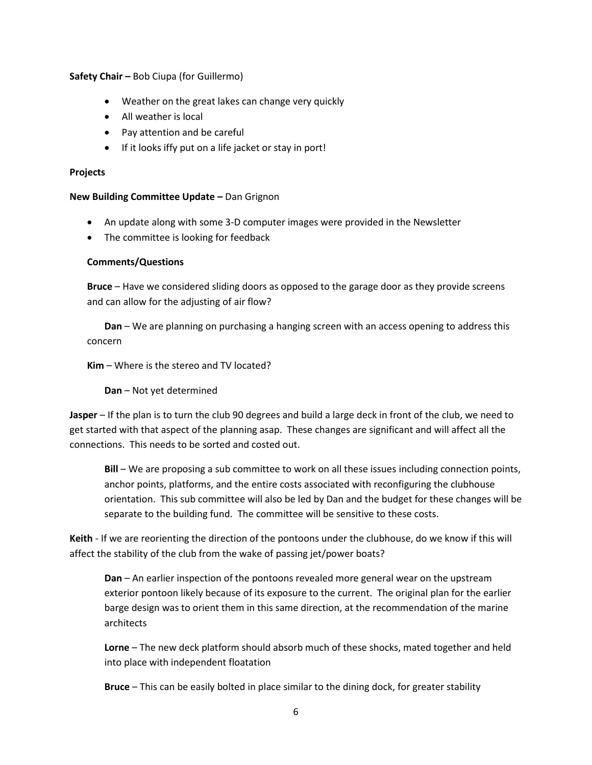**Safety Chair –** Bob Ciupa (for Guillermo)

- Weather on the great lakes can change very quickly
- All weather is local
- Pay attention and be careful
- If it looks iffy put on a life jacket or stay in port!

**Projects**

**New Building Committee Update –** Dan Grignon

- An update along with some 3-D computer images were provided in the Newsletter
- The committee is looking for feedback

**Comments/Questions**

**Bruce** – Have we considered sliding doors as opposed to the garage door as they provide screens and can allow for the adjusting of air flow?

**Dan** – We are planning on purchasing a hanging screen with an access opening to address this concern

**Kim** – Where is the stereo and TV located?

**Dan** – Not yet determined

**Jasper** – If the plan is to turn the club 90 degrees and build a large deck in front of the club, we need to get started with that aspect of the planning asap. These changes are significant and will affect all the connections. This needs to be sorted and costed out.

**Bill** – We are proposing a sub committee to work on all these issues including connection points, anchor points, platforms, and the entire costs associated with reconfiguring the clubhouse orientation. This sub committee will also be led by Dan and the budget for these changes will be separate to the building fund. The committee will be sensitive to these costs.

**Keith** - If we are reorienting the direction of the pontoons under the clubhouse, do we know if this will affect the stability of the club from the wake of passing jet/power boats?

**Dan** – An earlier inspection of the pontoons revealed more general wear on the upstream exterior pontoon likely because of its exposure to the current. The original plan for the earlier barge design was to orient them in this same direction, at the recommendation of the marine architects

**Lorne** – The new deck platform should absorb much of these shocks, mated together and held into place with independent floatation

**Bruce** – This can be easily bolted in place similar to the dining dock, for greater stability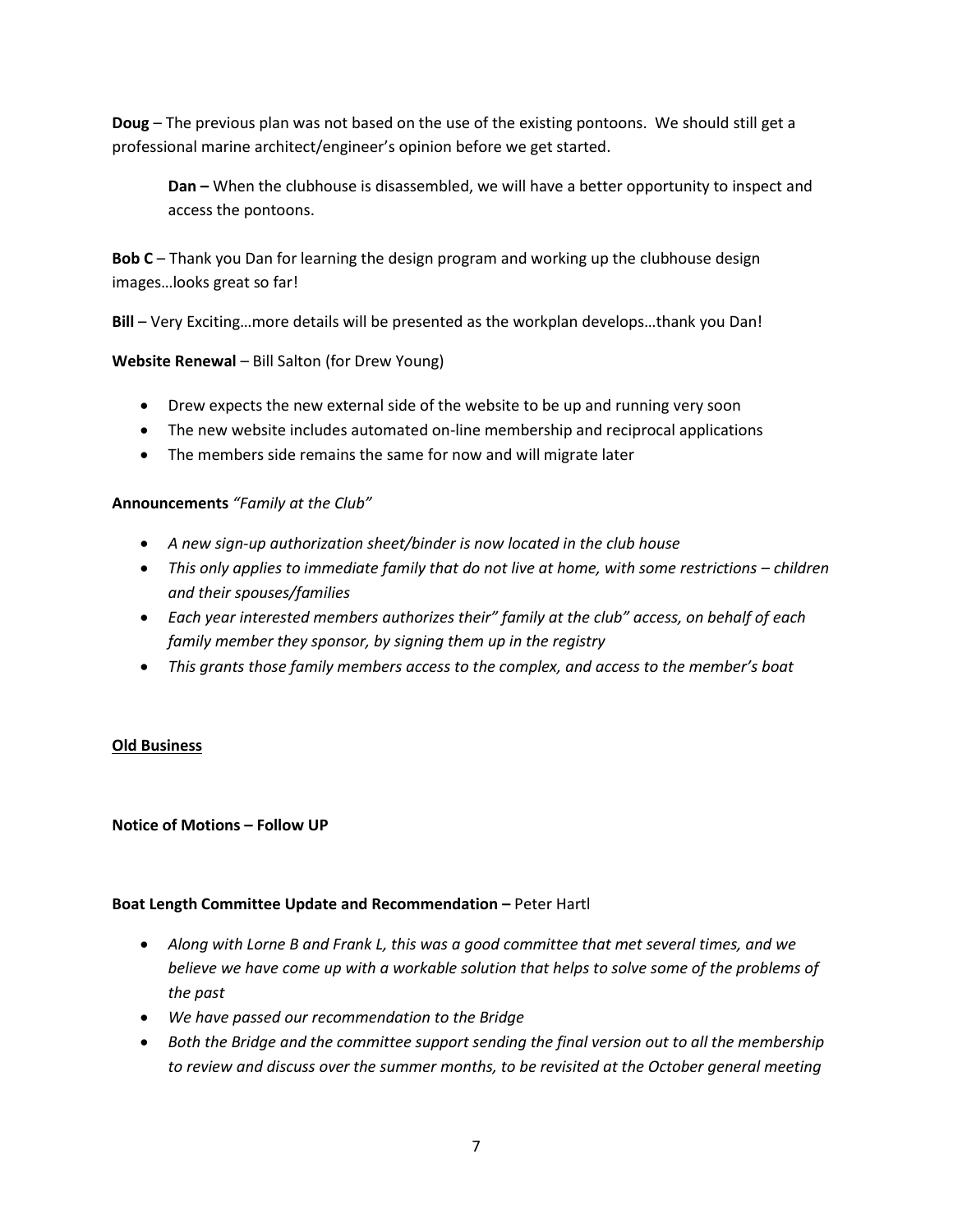**Doug** – The previous plan was not based on the use of the existing pontoons. We should still get a professional marine architect/engineer's opinion before we get started.

> **Dan –** When the clubhouse is disassembled, we will have a better opportunity to inspect and access the pontoons.

**Bob C** – Thank you Dan for learning the design program and working up the clubhouse design images…looks great so far!

**Bill** – Very Exciting…more details will be presented as the workplan develops…thank you Dan!

**Website Renewal** – Bill Salton (for Drew Young)

- Drew expects the new external side of the website to be up and running very soon
- The new website includes automated on-line membership and reciprocal applications
- The members side remains the same for now and will migrate later

**Announcements** *"Family at the Club"*

- *A new sign-up authorization sheet/binder is now located in the club house*
- *This only applies to immediate family that do not live at home, with some restrictions – children and their spouses/families*
- *Each year interested members authorizes their" family at the club" access, on behalf of each family member they sponsor, by signing them up in the registry*
- *This grants those family members access to the complex, and access to the member's boat*

**<u>Old Business</u>**

**Notice of Motions – Follow UP**

**Boat Length Committee Update and Recommendation –** Peter Hartl

- *Along with Lorne B and Frank L, this was a good committee that met several times, and we believe we have come up with a workable solution that helps to solve some of the problems of the past*
- *We have passed our recommendation to the Bridge*
- *Both the Bridge and the committee support sending the final version out to all the membership to review and discuss over the summer months, to be revisited at the October general meeting*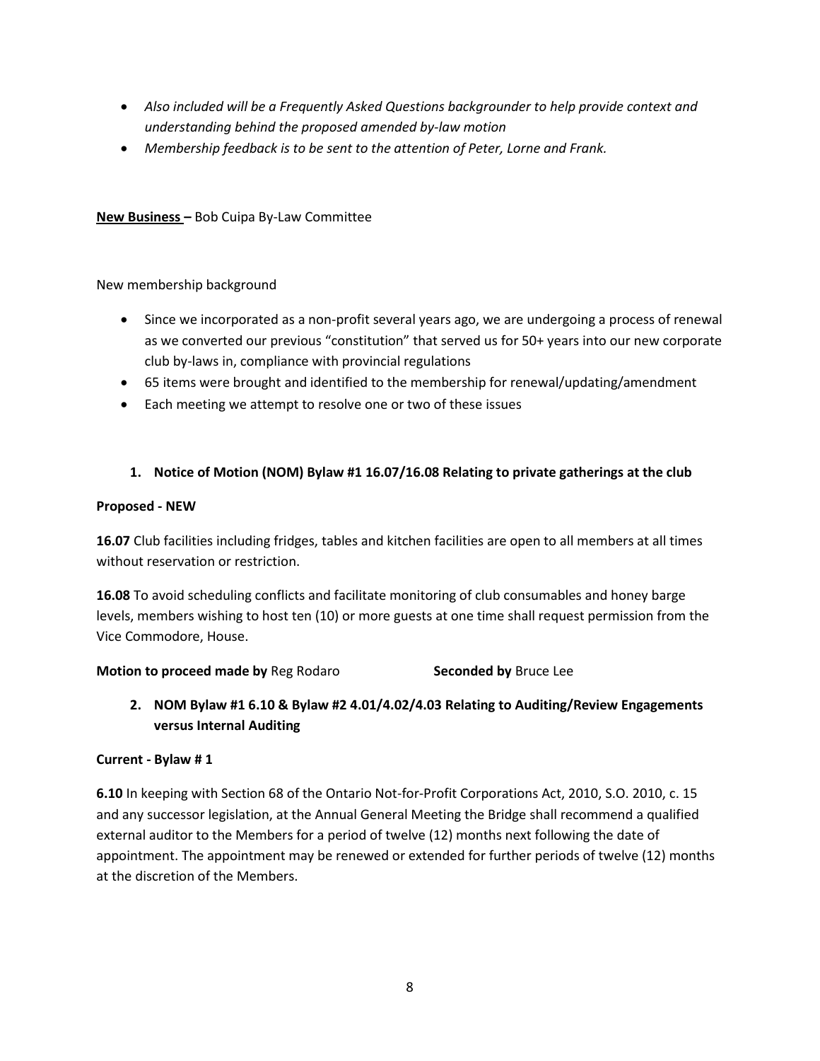- *Also included will be a Frequently Asked Questions backgrounder to help provide context and understanding behind the proposed amended by-law motion*
- *Membership feedback is to be sent to the attention of Peter, Lorne and Frank.*

**New Business –** Bob Cuipa By-Law Committee

New membership background

- Since we incorporated as a non-profit several years ago, we are undergoing a process of renewal as we converted our previous "constitution" that served us for 50+ years into our new corporate club by-laws in, compliance with provincial regulations
- 65 items were brought and identified to the membership for renewal/updating/amendment
- Each meeting we attempt to resolve one or two of these issues

**1. Notice of Motion (NOM) Bylaw #1 16.07/16.08 Relating to private gatherings at the club**

**Proposed - NEW**

**16.07** Club facilities including fridges, tables and kitchen facilities are open to all members at all times without reservation or restriction.

**16.08** To avoid scheduling conflicts and facilitate monitoring of club consumables and honey barge levels, members wishing to host ten (10) or more guests at one time shall request permission from the Vice Commodore, House.

**Motion to proceed made by** Reg Rodaro **Seconded by** Bruce Lee

**2. NOM Bylaw #1 6.10 & Bylaw #2 4.01/4.02/4.03 Relating to Auditing/Review Engagements versus Internal Auditing**

**Current - Bylaw # 1**

**6.10** In keeping with Section 68 of the Ontario Not-for-Profit Corporations Act, 2010, S.O. 2010, c. 15 and any successor legislation, at the Annual General Meeting the Bridge shall recommend a qualified external auditor to the Members for a period of twelve (12) months next following the date of appointment. The appointment may be renewed or extended for further periods of twelve (12) months at the discretion of the Members.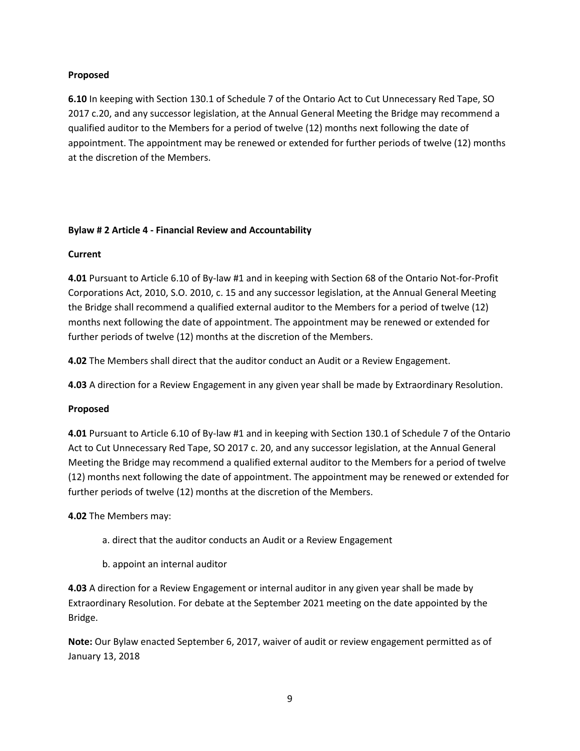**Proposed**

**6.10** In keeping with Section 130.1 of Schedule 7 of the Ontario Act to Cut Unnecessary Red Tape, SO 2017 c.20, and any successor legislation, at the Annual General Meeting the Bridge may recommend a qualified auditor to the Members for a period of twelve (12) months next following the date of appointment. The appointment may be renewed or extended for further periods of twelve (12) months at the discretion of the Members.

**Bylaw # 2 Article 4 - Financial Review and Accountability**

**Current**

**4.01** Pursuant to Article 6.10 of By-law #1 and in keeping with Section 68 of the Ontario Not-for-Profit Corporations Act, 2010, S.O. 2010, c. 15 and any successor legislation, at the Annual General Meeting the Bridge shall recommend a qualified external auditor to the Members for a period of twelve (12) months next following the date of appointment. The appointment may be renewed or extended for further periods of twelve (12) months at the discretion of the Members.

**4.02** The Members shall direct that the auditor conduct an Audit or a Review Engagement.

**4.03** A direction for a Review Engagement in any given year shall be made by Extraordinary Resolution.

**Proposed**

**4.01** Pursuant to Article 6.10 of By-law #1 and in keeping with Section 130.1 of Schedule 7 of the Ontario Act to Cut Unnecessary Red Tape, SO 2017 c. 20, and any successor legislation, at the Annual General Meeting the Bridge may recommend a qualified external auditor to the Members for a period of twelve (12) months next following the date of appointment. The appointment may be renewed or extended for further periods of twelve (12) months at the discretion of the Members.

**4.02** The Members may:

a. direct that the auditor conducts an Audit or a Review Engagement

b. appoint an internal auditor

**4.03** A direction for a Review Engagement or internal auditor in any given year shall be made by Extraordinary Resolution. For debate at the September 2021 meeting on the date appointed by the Bridge.

**Note:** Our Bylaw enacted September 6, 2017, waiver of audit or review engagement permitted as of January 13, 2018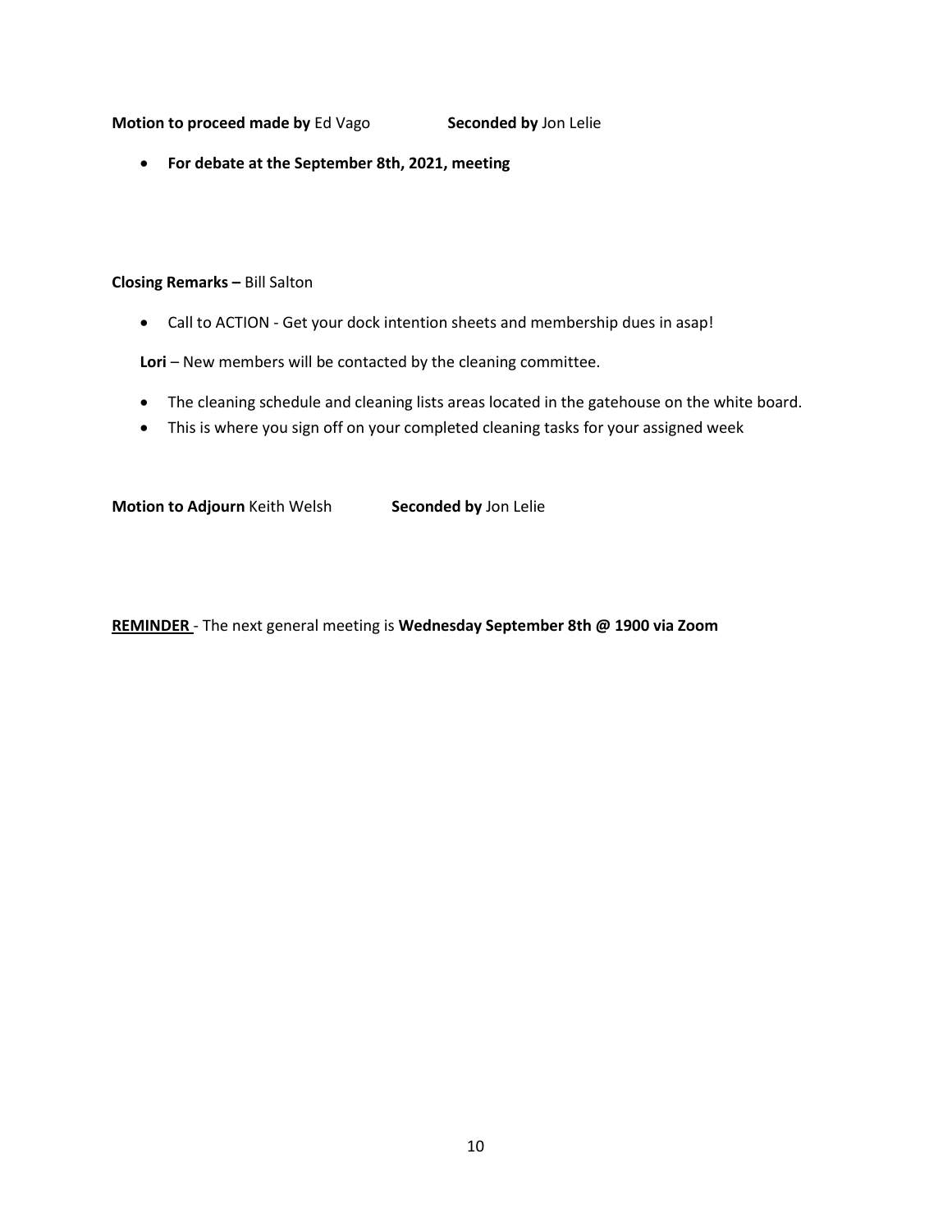**Motion to proceed made by** Ed Vago **Seconded by** Jon Lelie

- **For debate at the September 8th, 2021, meeting**

**Closing Remarks –** Bill Salton

- Call to ACTION - Get your dock intention sheets and membership dues in asap!

**Lori** – New members will be contacted by the cleaning committee.

- The cleaning schedule and cleaning lists areas located in the gatehouse on the white board.
- This is where you sign off on your completed cleaning tasks for your assigned week

**Motion to Adjourn** Keith Welsh **Seconded by** Jon Lelie

**REMINDER** - The next general meeting is **Wednesday September 8th @ 1900 via Zoom**